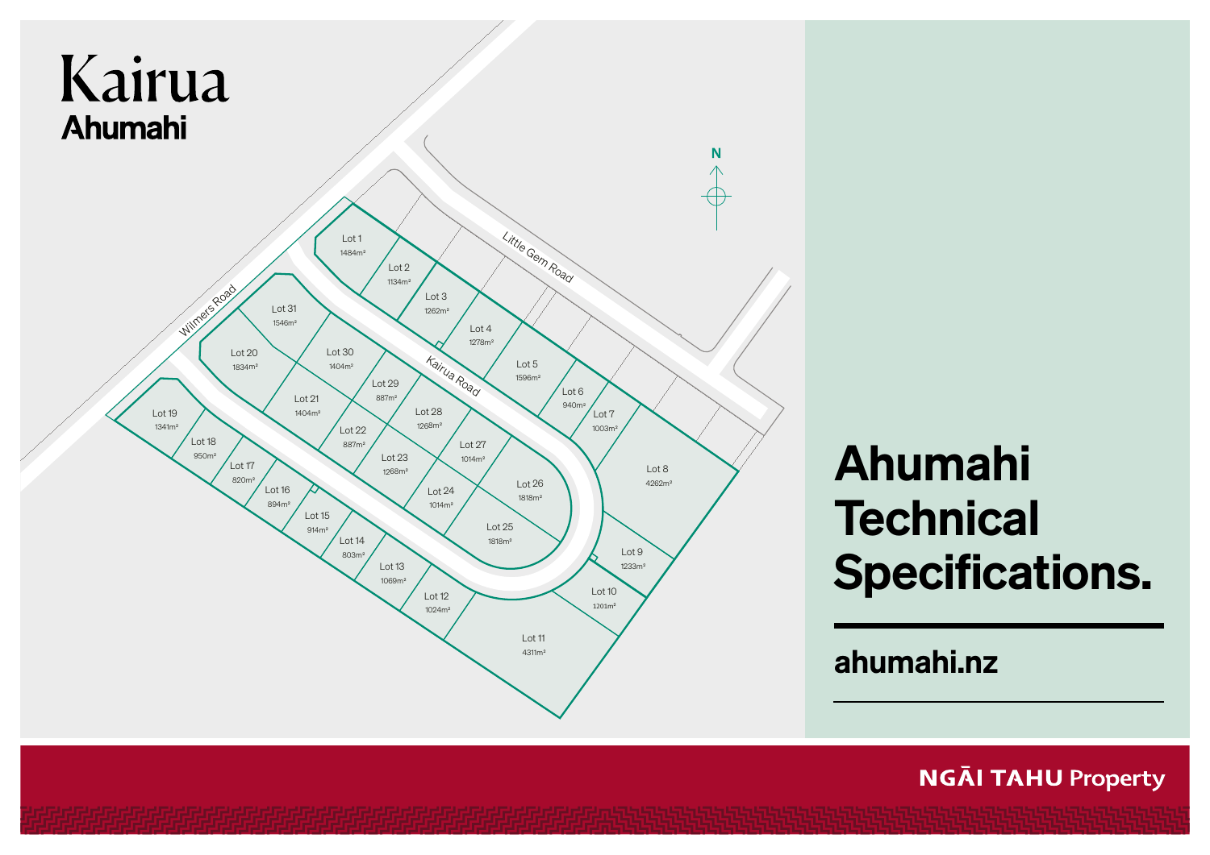# Kairua

**Ahumahi**

Wilmers Road

Little Gem Road

Kairua Road

N

| Lot | Area |
|---|---|
| Lot 1 | 1484m² |
| Lot 2 | 1134m² |
| Lot 3 | 1262m² |
| Lot 4 | 1278m² |
| Lot 5 | 1596m² |
| Lot 6 | 940m² |
| Lot 7 | 1003m² |
| Lot 8 | 4262m² |
| Lot 9 | 1233m² |
| Lot 10 | 1201m² |
| Lot 11 | 4311m² |
| Lot 12 | 1024m² |
| Lot 13 | 1069m² |
| Lot 14 | 803m² |
| Lot 15 | 914m² |
| Lot 16 | 894m² |
| Lot 17 | 820m² |
| Lot 18 | 950m² |
| Lot 19 | 1341m² |
| Lot 20 | 1834m² |
| Lot 21 | 1404m² |
| Lot 22 | 887m² |
| Lot 23 | 1268m² |
| Lot 24 | 1014m² |
| Lot 25 | 1818m² |
| Lot 26 | 1818m² |
| Lot 27 | 1014m² |
| Lot 28 | 1268m² |
| Lot 29 | 887m² |
| Lot 30 | 1404m² |
| Lot 31 | 1546m² |

# Ahumahi Technical Specifications.

**ahumahi.nz**

**NGĀI TAHU Property**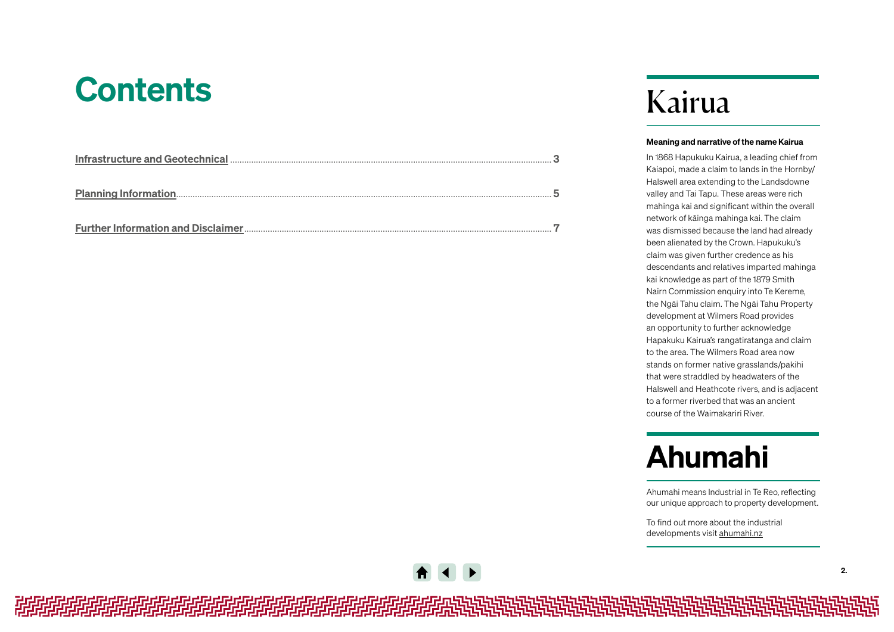# Contents

| | |
|---|---|
| Infrastructure and Geotechnical | 3 |
| Planning Information | 5 |
| Further Information and Disclaimer | 7 |

# Kairua

**Meaning and narrative of the name Kairua**

In 1868 Hapukuku Kairua, a leading chief from Kaiapoi, made a claim to lands in the Hornby/Halswell area extending to the Landsdowne valley and Tai Tapu. These areas were rich mahinga kai and significant within the overall network of kāinga mahinga kai. The claim was dismissed because the land had already been alienated by the Crown. Hapukuku's claim was given further credence as his descendants and relatives imparted mahinga kai knowledge as part of the 1879 Smith Nairn Commission enquiry into Te Kereme, the Ngāi Tahu claim. The Ngāi Tahu Property development at Wilmers Road provides an opportunity to further acknowledge Hapakuku Kairua's rangatiratanga and claim to the area. The Wilmers Road area now stands on former native grasslands/pakihi that were straddled by headwaters of the Halswell and Heathcote rivers, and is adjacent to a former riverbed that was an ancient course of the Waimakariri River.

# Ahumahi

Ahumahi means Industrial in Te Reo, reflecting our unique approach to property development.

To find out more about the industrial developments visit ahumahi.nz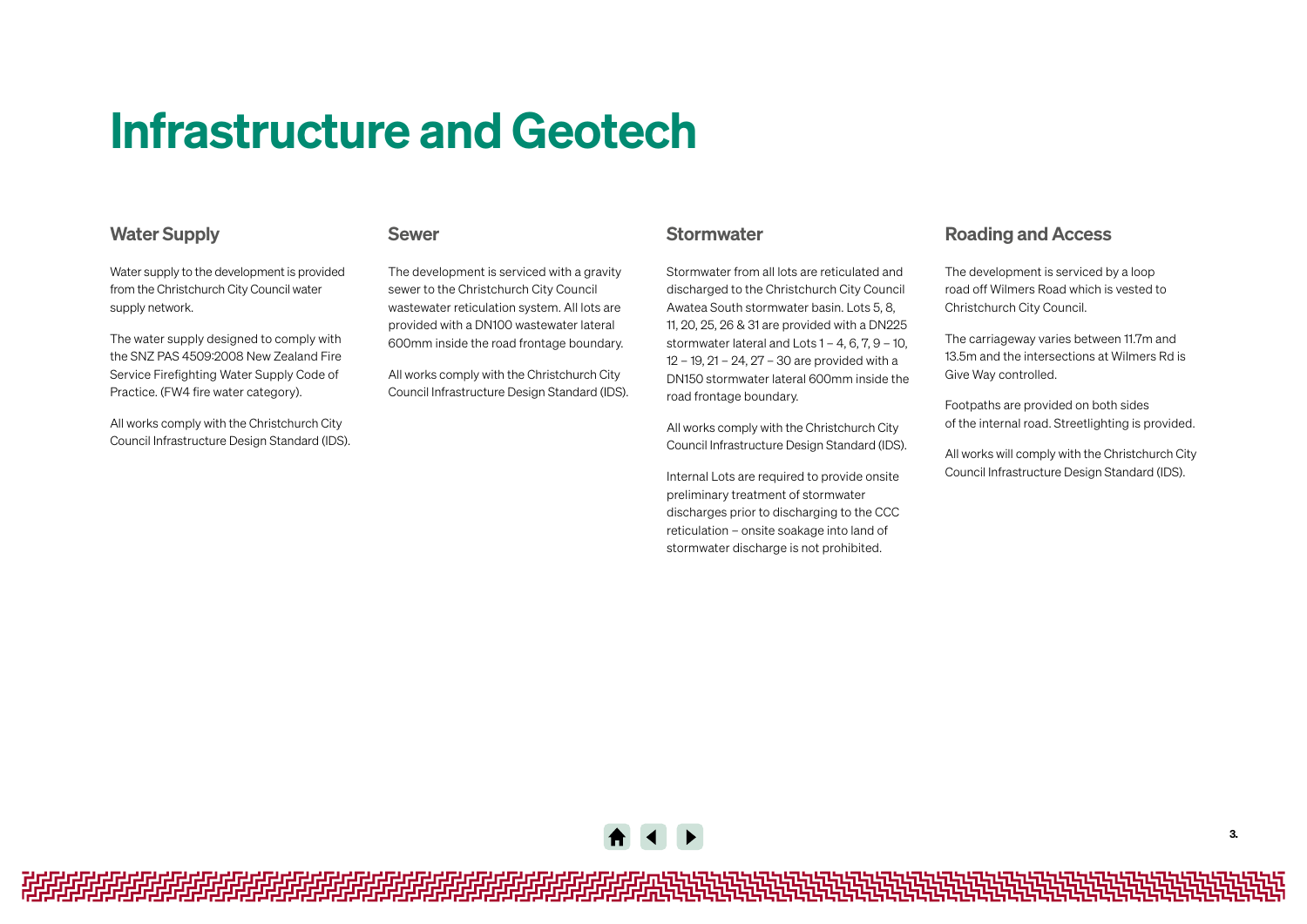# Infrastructure and Geotech

## Water Supply

Water supply to the development is provided from the Christchurch City Council water supply network.

The water supply designed to comply with the SNZ PAS 4509:2008 New Zealand Fire Service Firefighting Water Supply Code of Practice. (FW4 fire water category).

All works comply with the Christchurch City Council Infrastructure Design Standard (IDS).

## Sewer

The development is serviced with a gravity sewer to the Christchurch City Council wastewater reticulation system. All lots are provided with a DN100 wastewater lateral 600mm inside the road frontage boundary.

All works comply with the Christchurch City Council Infrastructure Design Standard (IDS).

## Stormwater

Stormwater from all lots are reticulated and discharged to the Christchurch City Council Awatea South stormwater basin. Lots 5, 8, 11, 20, 25, 26 & 31 are provided with a DN225 stormwater lateral and Lots 1 – 4, 6, 7, 9 – 10, 12 – 19, 21 – 24, 27 – 30 are provided with a DN150 stormwater lateral 600mm inside the road frontage boundary.

All works comply with the Christchurch City Council Infrastructure Design Standard (IDS).

Internal Lots are required to provide onsite preliminary treatment of stormwater discharges prior to discharging to the CCC reticulation – onsite soakage into land of stormwater discharge is not prohibited.

## Roading and Access

The development is serviced by a loop road off Wilmers Road which is vested to Christchurch City Council.

The carriageway varies between 11.7m and 13.5m and the intersections at Wilmers Rd is Give Way controlled.

Footpaths are provided on both sides of the internal road. Streetlighting is provided.

All works will comply with the Christchurch City Council Infrastructure Design Standard (IDS).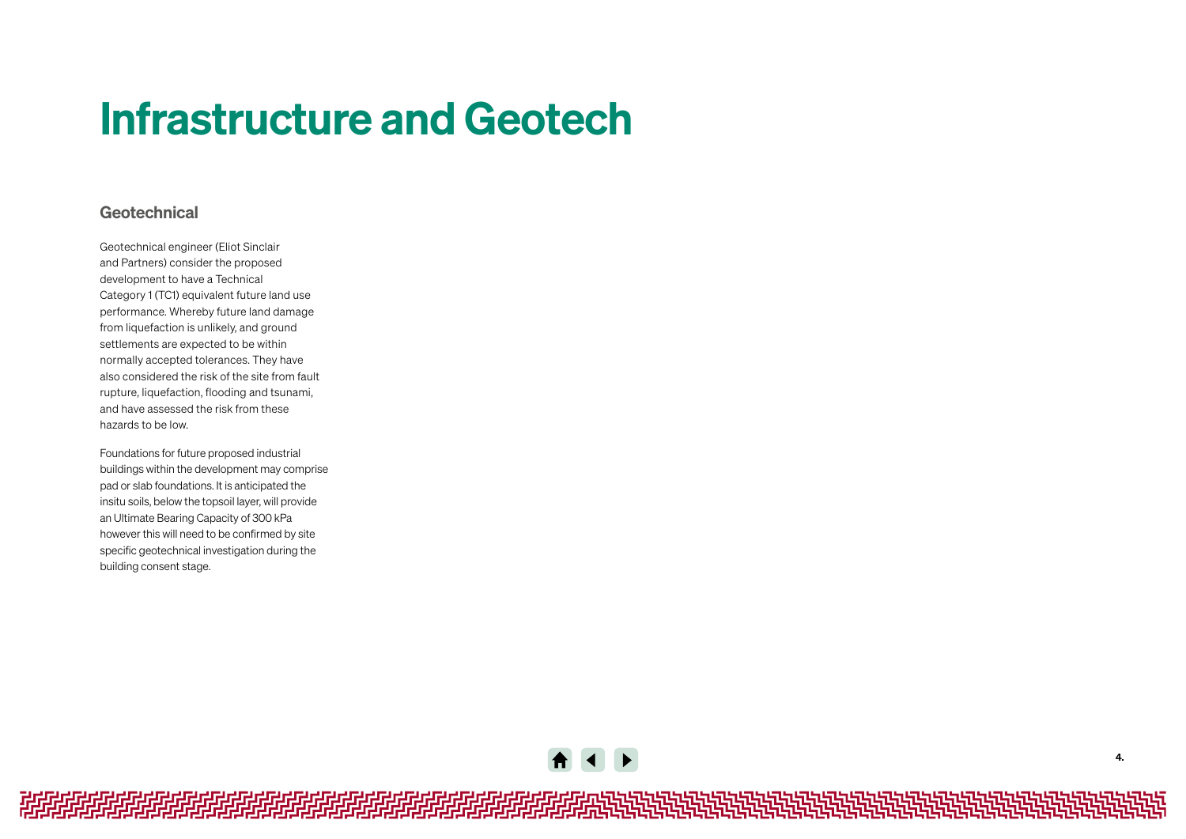# Infrastructure and Geotech

## Geotechnical

Geotechnical engineer (Eliot Sinclair and Partners) consider the proposed development to have a Technical Category 1 (TC1) equivalent future land use performance. Whereby future land damage from liquefaction is unlikely, and ground settlements are expected to be within normally accepted tolerances. They have also considered the risk of the site from fault rupture, liquefaction, flooding and tsunami, and have assessed the risk from these hazards to be low.

Foundations for future proposed industrial buildings within the development may comprise pad or slab foundations. It is anticipated the insitu soils, below the topsoil layer, will provide an Ultimate Bearing Capacity of 300 kPa however this will need to be confirmed by site specific geotechnical investigation during the building consent stage.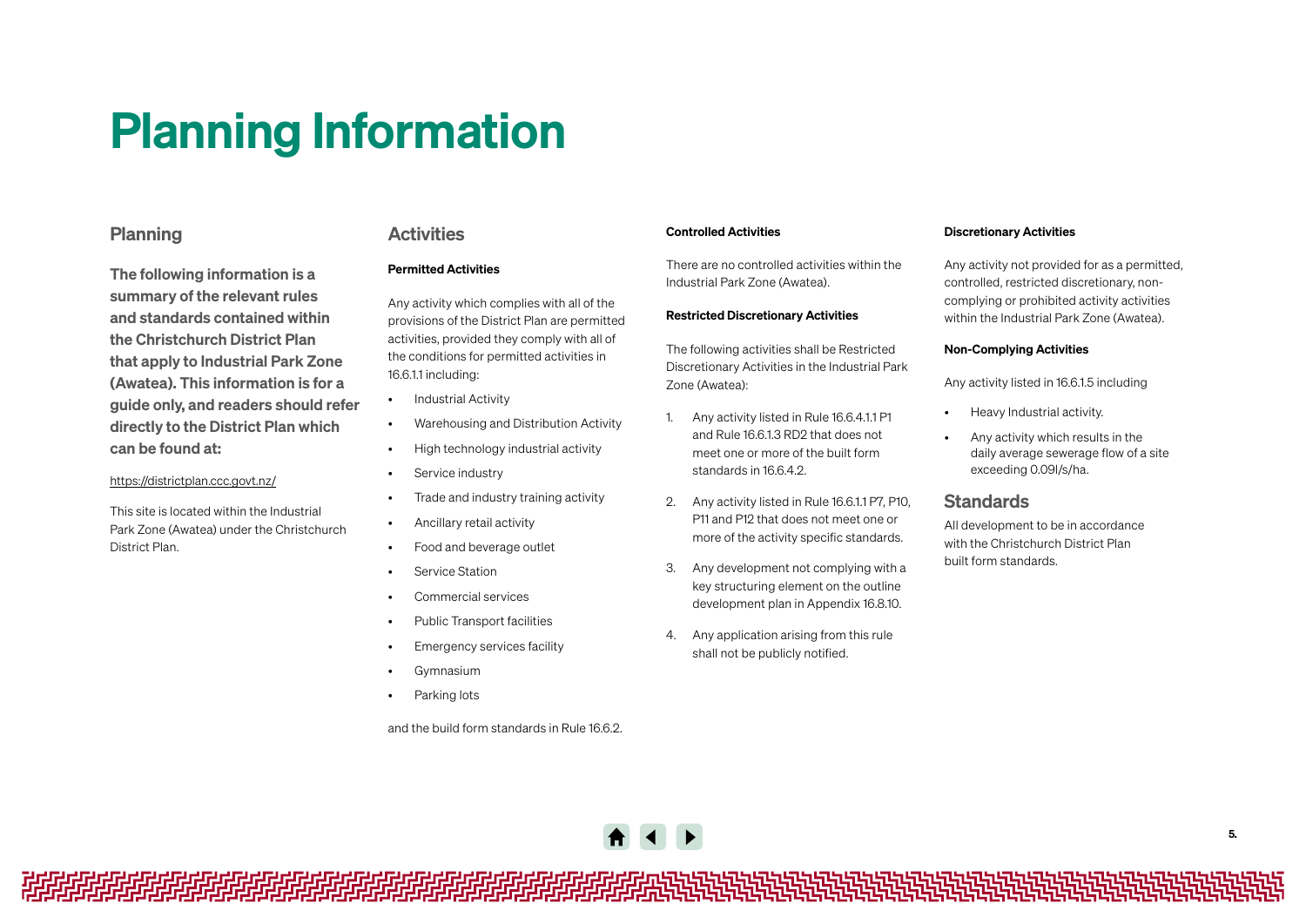# Planning Information

## Planning

**The following information is a summary of the relevant rules and standards contained within the Christchurch District Plan that apply to Industrial Park Zone (Awatea). This information is for a guide only, and readers should refer directly to the District Plan which can be found at:**

https://districtplan.ccc.govt.nz/

This site is located within the Industrial Park Zone (Awatea) under the Christchurch District Plan.

## Activities

**Permitted Activities**

Any activity which complies with all of the provisions of the District Plan are permitted activities, provided they comply with all of the conditions for permitted activities in 16.6.1.1 including:

- Industrial Activity
- Warehousing and Distribution Activity
- High technology industrial activity
- Service industry
- Trade and industry training activity
- Ancillary retail activity
- Food and beverage outlet
- Service Station
- Commercial services
- Public Transport facilities
- Emergency services facility
- Gymnasium
- Parking lots

and the build form standards in Rule 16.6.2.

**Controlled Activities**

There are no controlled activities within the Industrial Park Zone (Awatea).

**Restricted Discretionary Activities**

The following activities shall be Restricted Discretionary Activities in the Industrial Park Zone (Awatea):

1. Any activity listed in Rule 16.6.4.1.1 P1 and Rule 16.6.1.3 RD2 that does not meet one or more of the built form standards in 16.6.4.2.
2. Any activity listed in Rule 16.6.1.1 P7, P10, P11 and P12 that does not meet one or more of the activity specific standards.
3. Any development not complying with a key structuring element on the outline development plan in Appendix 16.8.10.
4. Any application arising from this rule shall not be publicly notified.

**Discretionary Activities**

Any activity not provided for as a permitted, controlled, restricted discretionary, non-complying or prohibited activity activities within the Industrial Park Zone (Awatea).

**Non-Complying Activities**

Any activity listed in 16.6.1.5 including

- Heavy Industrial activity.
- Any activity which results in the daily average sewerage flow of a site exceeding 0.09l/s/ha.

## Standards

All development to be in accordance with the Christchurch District Plan built form standards.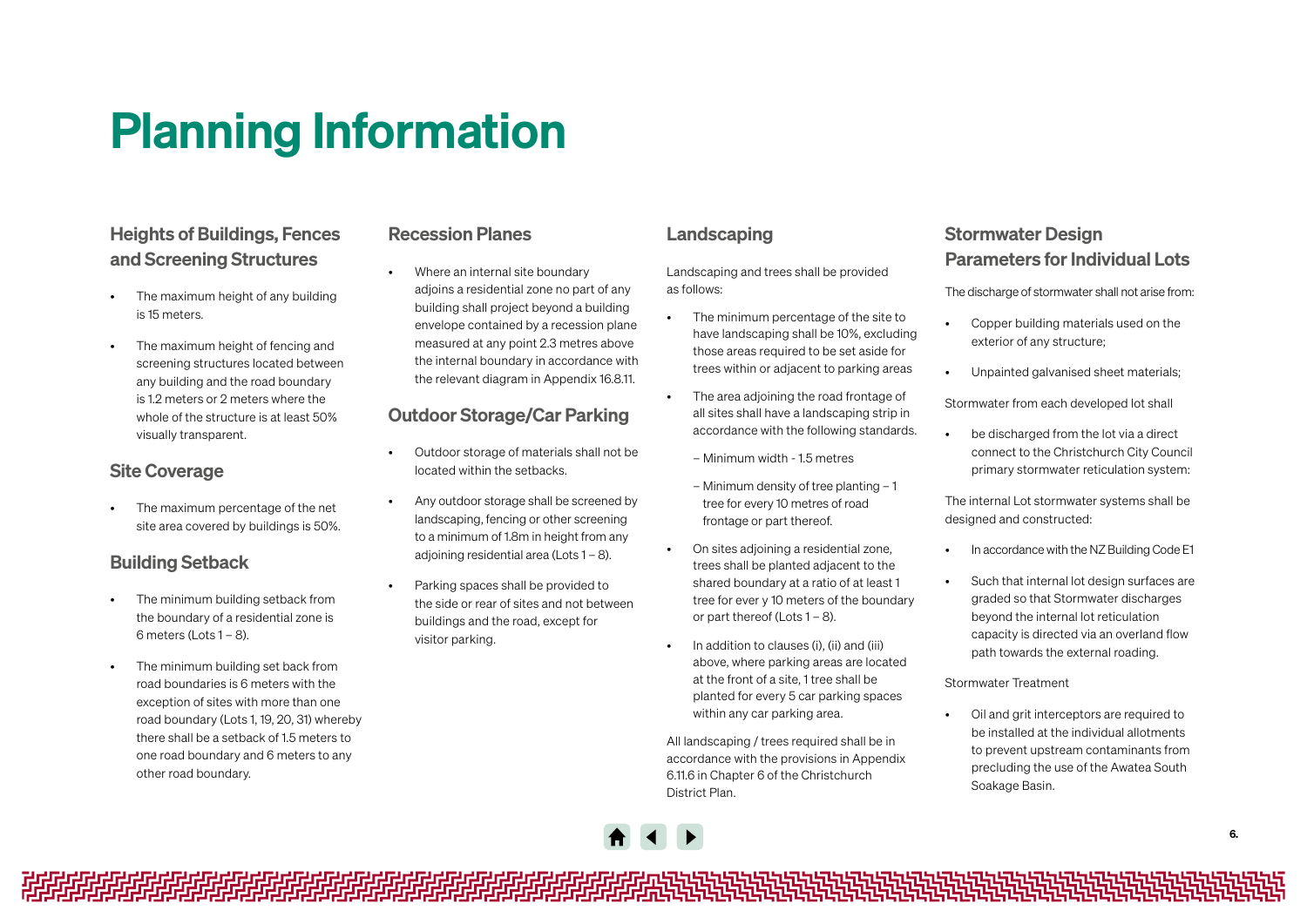# Planning Information

## Heights of Buildings, Fences and Screening Structures

- The maximum height of any building is 15 meters.
- The maximum height of fencing and screening structures located between any building and the road boundary is 1.2 meters or 2 meters where the whole of the structure is at least 50% visually transparent.

## Site Coverage

- The maximum percentage of the net site area covered by buildings is 50%.

## Building Setback

- The minimum building setback from the boundary of a residential zone is 6 meters (Lots 1 – 8).
- The minimum building set back from road boundaries is 6 meters with the exception of sites with more than one road boundary (Lots 1, 19, 20, 31) whereby there shall be a setback of 1.5 meters to one road boundary and 6 meters to any other road boundary.

## Recession Planes

- Where an internal site boundary adjoins a residential zone no part of any building shall project beyond a building envelope contained by a recession plane measured at any point 2.3 metres above the internal boundary in accordance with the relevant diagram in Appendix 16.8.11.

## Outdoor Storage/Car Parking

- Outdoor storage of materials shall not be located within the setbacks.
- Any outdoor storage shall be screened by landscaping, fencing or other screening to a minimum of 1.8m in height from any adjoining residential area (Lots 1 – 8).
- Parking spaces shall be provided to the side or rear of sites and not between buildings and the road, except for visitor parking.

## Landscaping

Landscaping and trees shall be provided as follows:

- The minimum percentage of the site to have landscaping shall be 10%, excluding those areas required to be set aside for trees within or adjacent to parking areas
- The area adjoining the road frontage of all sites shall have a landscaping strip in accordance with the following standards.
  - – Minimum width - 1.5 metres
  - – Minimum density of tree planting – 1 tree for every 10 metres of road frontage or part thereof.
- On sites adjoining a residential zone, trees shall be planted adjacent to the shared boundary at a ratio of at least 1 tree for ever y 10 meters of the boundary or part thereof (Lots 1 – 8).
- In addition to clauses (i), (ii) and (iii) above, where parking areas are located at the front of a site, 1 tree shall be planted for every 5 car parking spaces within any car parking area.

All landscaping / trees required shall be in accordance with the provisions in Appendix 6.11.6 in Chapter 6 of the Christchurch District Plan.

## Stormwater Design Parameters for Individual Lots

The discharge of stormwater shall not arise from:

- Copper building materials used on the exterior of any structure;
- Unpainted galvanised sheet materials;

Stormwater from each developed lot shall

- be discharged from the lot via a direct connect to the Christchurch City Council primary stormwater reticulation system:

The internal Lot stormwater systems shall be designed and constructed:

- In accordance with the NZ Building Code E1
- Such that internal lot design surfaces are graded so that Stormwater discharges beyond the internal lot reticulation capacity is directed via an overland flow path towards the external roading.

Stormwater Treatment

- Oil and grit interceptors are required to be installed at the individual allotments to prevent upstream contaminants from precluding the use of the Awatea South Soakage Basin.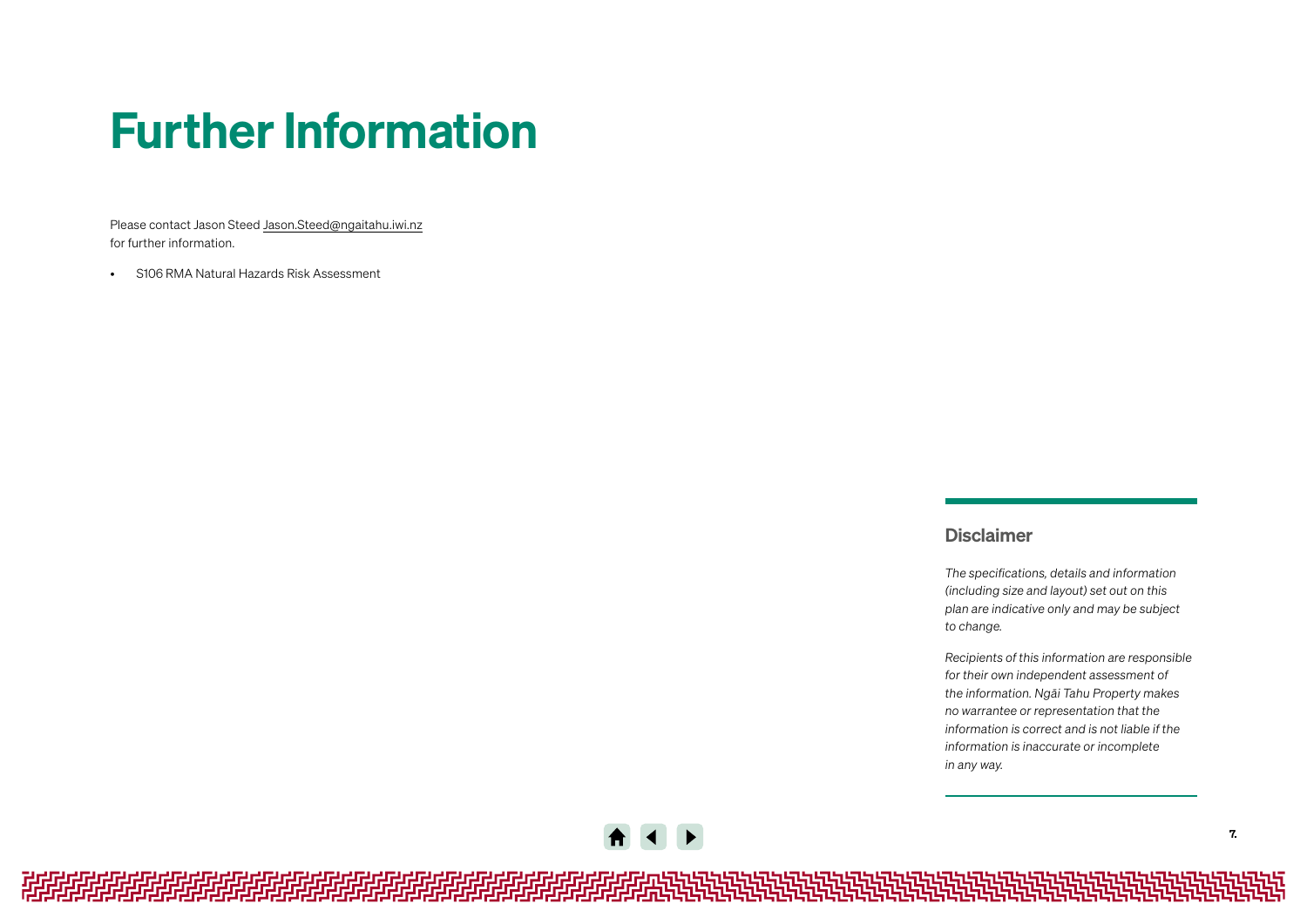# Further Information

Please contact Jason Steed Jason.Steed@ngaitahu.iwi.nz for further information.

- S106 RMA Natural Hazards Risk Assessment

### Disclaimer

*The specifications, details and information (including size and layout) set out on this plan are indicative only and may be subject to change.*

*Recipients of this information are responsible for their own independent assessment of the information. Ngāi Tahu Property makes no warrantee or representation that the information is correct and is not liable if the information is inaccurate or incomplete in any way.*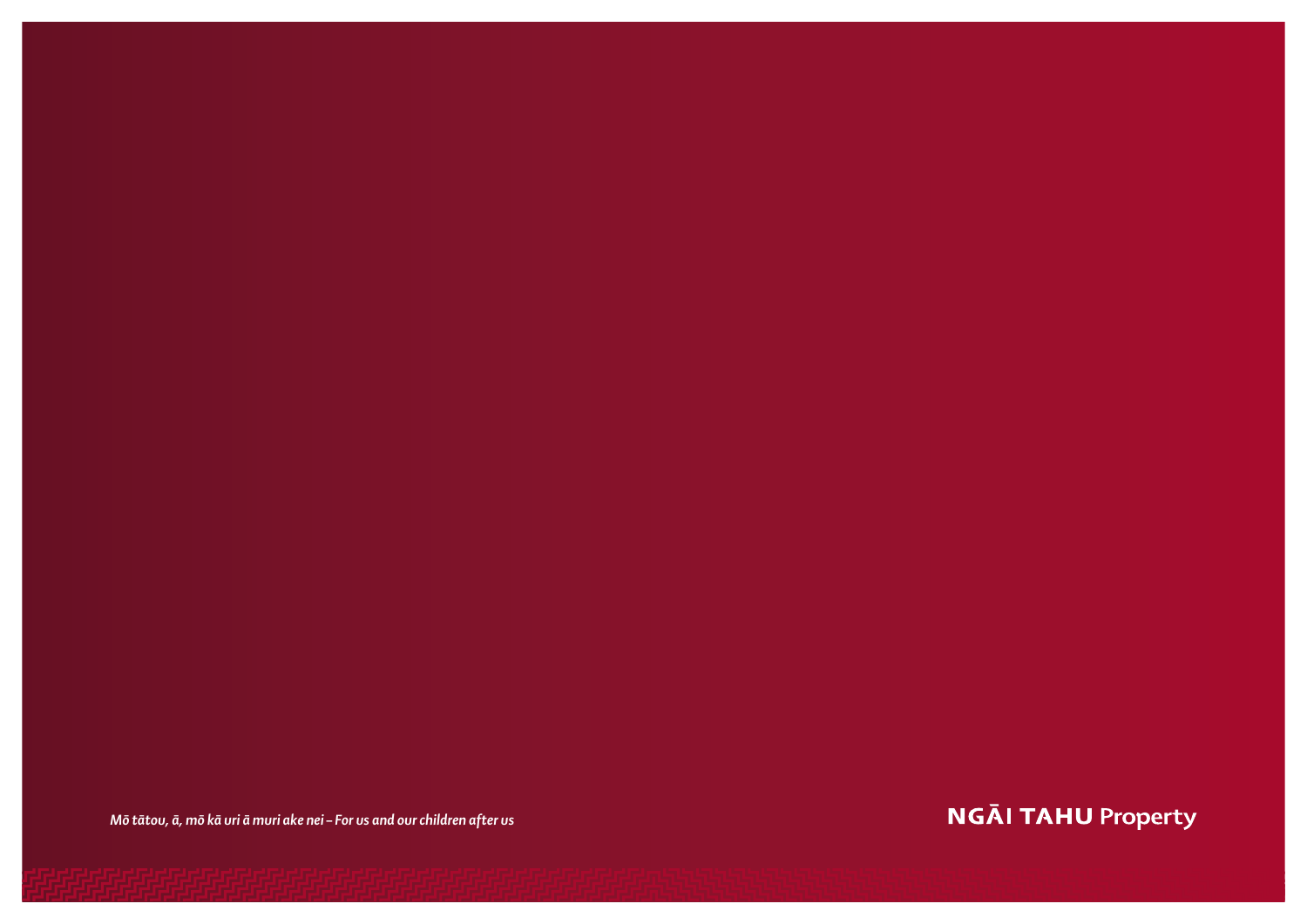*Mō tātou, ā, mō kā uri ā muri ake nei – For us and our children after us*

NGĀI TAHU Property